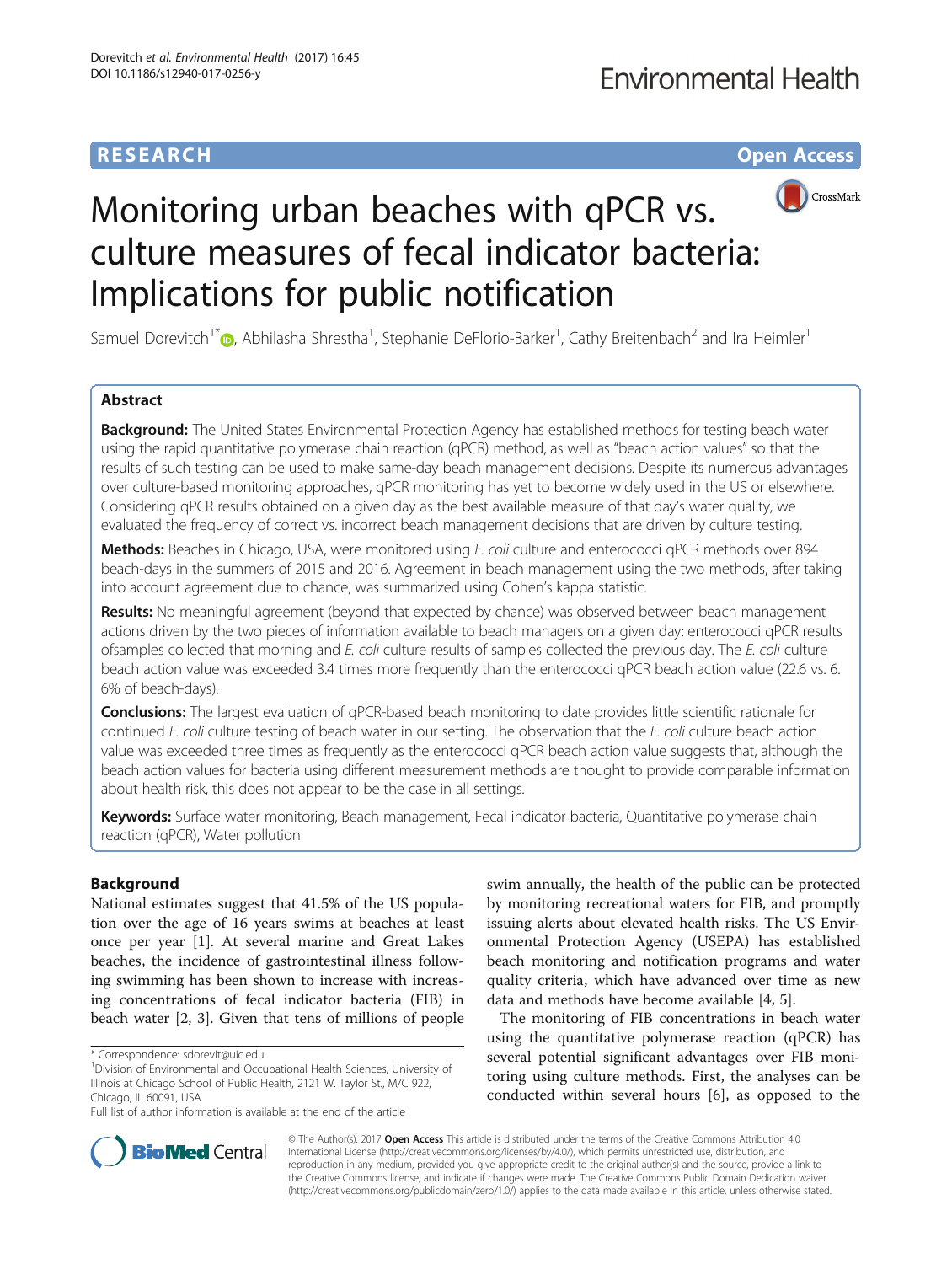**RESEARCH** **Open Access**

# Monitoring urban beaches with qPCR vs. culture measures of fecal indicator bacteria: Implications for public notification

Samuel Dorevitch[1*], Abhilasha Shrestha[1], Stephanie DeFlorio-Barker[1], Cathy Breitenbach[2] and Ira Heimler[1]

## Abstract

**Background:** The United States Environmental Protection Agency has established methods for testing beach water using the rapid quantitative polymerase chain reaction (qPCR) method, as well as "beach action values" so that the results of such testing can be used to make same-day beach management decisions. Despite its numerous advantages over culture-based monitoring approaches, qPCR monitoring has yet to become widely used in the US or elsewhere. Considering qPCR results obtained on a given day as the best available measure of that day's water quality, we evaluated the frequency of correct vs. incorrect beach management decisions that are driven by culture testing.

**Methods:** Beaches in Chicago, USA, were monitored using *E. coli* culture and enterococci qPCR methods over 894 beach-days in the summers of 2015 and 2016. Agreement in beach management using the two methods, after taking into account agreement due to chance, was summarized using Cohen's kappa statistic.

**Results:** No meaningful agreement (beyond that expected by chance) was observed between beach management actions driven by the two pieces of information available to beach managers on a given day: enterococci qPCR results ofsamples collected that morning and *E. coli* culture results of samples collected the previous day. The *E. coli* culture beach action value was exceeded 3.4 times more frequently than the enterococci qPCR beach action value (22.6 vs. 6.6% of beach-days).

**Conclusions:** The largest evaluation of qPCR-based beach monitoring to date provides little scientific rationale for continued *E. coli* culture testing of beach water in our setting. The observation that the *E. coli* culture beach action value was exceeded three times as frequently as the enterococci qPCR beach action value suggests that, although the beach action values for bacteria using different measurement methods are thought to provide comparable information about health risk, this does not appear to be the case in all settings.

**Keywords:** Surface water monitoring, Beach management, Fecal indicator bacteria, Quantitative polymerase chain reaction (qPCR), Water pollution

## Background

National estimates suggest that 41.5% of the US population over the age of 16 years swims at beaches at least once per year [1]. At several marine and Great Lakes beaches, the incidence of gastrointestinal illness following swimming has been shown to increase with increasing concentrations of fecal indicator bacteria (FIB) in beach water [2, 3]. Given that tens of millions of people swim annually, the health of the public can be protected by monitoring recreational waters for FIB, and promptly issuing alerts about elevated health risks. The US Environmental Protection Agency (USEPA) has established beach monitoring and notification programs and water quality criteria, which have advanced over time as new data and methods have become available [4, 5].

The monitoring of FIB concentrations in beach water using the quantitative polymerase reaction (qPCR) has several potential significant advantages over FIB monitoring using culture methods. First, the analyses can be conducted within several hours [6], as opposed to the

\* Correspondence: sdorevit@uic.edu
[1]Division of Environmental and Occupational Health Sciences, University of Illinois at Chicago School of Public Health, 2121 W. Taylor St., M/C 922, Chicago, IL 60091, USA
Full list of author information is available at the end of the article

© The Author(s). 2017 **Open Access** This article is distributed under the terms of the Creative Commons Attribution 4.0 International License (http://creativecommons.org/licenses/by/4.0/), which permits unrestricted use, distribution, and reproduction in any medium, provided you give appropriate credit to the original author(s) and the source, provide a link to the Creative Commons license, and indicate if changes were made. The Creative Commons Public Domain Dedication waiver (http://creativecommons.org/publicdomain/zero/1.0/) applies to the data made available in this article, unless otherwise stated.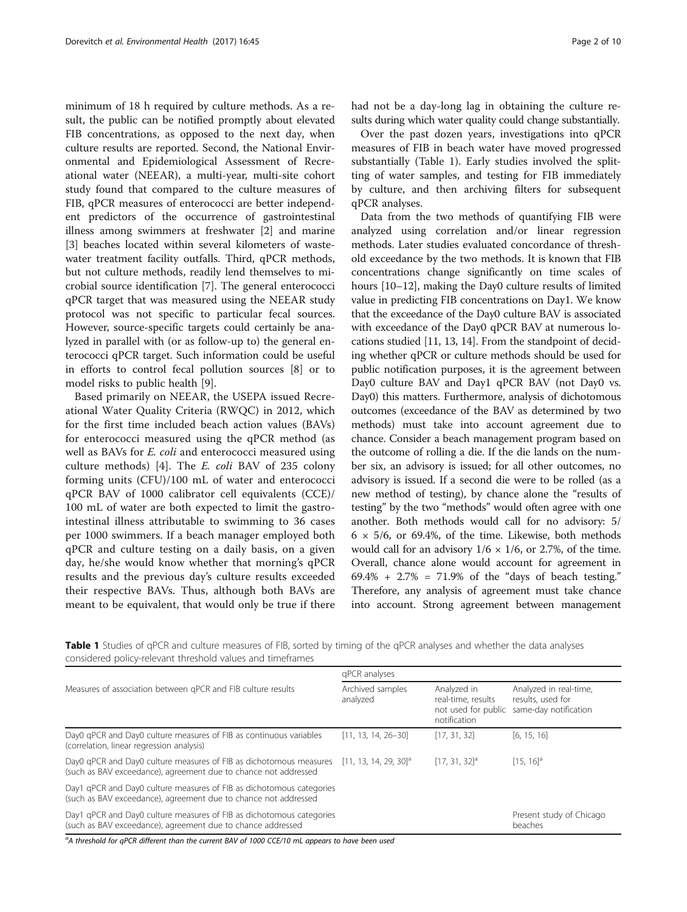minimum of 18 h required by culture methods. As a result, the public can be notified promptly about elevated FIB concentrations, as opposed to the next day, when culture results are reported. Second, the National Environmental and Epidemiological Assessment of Recreational water (NEEAR), a multi-year, multi-site cohort study found that compared to the culture measures of FIB, qPCR measures of enterococci are better independent predictors of the occurrence of gastrointestinal illness among swimmers at freshwater [2] and marine [3] beaches located within several kilometers of wastewater treatment facility outfalls. Third, qPCR methods, but not culture methods, readily lend themselves to microbial source identification [7]. The general enterococci qPCR target that was measured using the NEEAR study protocol was not specific to particular fecal sources. However, source-specific targets could certainly be analyzed in parallel with (or as follow-up to) the general enterococci qPCR target. Such information could be useful in efforts to control fecal pollution sources [8] or to model risks to public health [9].

Based primarily on NEEAR, the USEPA issued Recreational Water Quality Criteria (RWQC) in 2012, which for the first time included beach action values (BAVs) for enterococci measured using the qPCR method (as well as BAVs for *E. coli* and enterococci measured using culture methods) [4]. The *E. coli* BAV of 235 colony forming units (CFU)/100 mL of water and enterococci qPCR BAV of 1000 calibrator cell equivalents (CCE)/100 mL of water are both expected to limit the gastrointestinal illness attributable to swimming to 36 cases per 1000 swimmers. If a beach manager employed both qPCR and culture testing on a daily basis, on a given day, he/she would know whether that morning's qPCR results and the previous day's culture results exceeded their respective BAVs. Thus, although both BAVs are meant to be equivalent, that would only be true if there had not be a day-long lag in obtaining the culture results during which water quality could change substantially.

Over the past dozen years, investigations into qPCR measures of FIB in beach water have moved progressed substantially (Table 1). Early studies involved the splitting of water samples, and testing for FIB immediately by culture, and then archiving filters for subsequent qPCR analyses.

Data from the two methods of quantifying FIB were analyzed using correlation and/or linear regression methods. Later studies evaluated concordance of threshold exceedance by the two methods. It is known that FIB concentrations change significantly on time scales of hours [10–12], making the Day0 culture results of limited value in predicting FIB concentrations on Day1. We know that the exceedance of the Day0 culture BAV is associated with exceedance of the Day0 qPCR BAV at numerous locations studied [11, 13, 14]. From the standpoint of deciding whether qPCR or culture methods should be used for public notification purposes, it is the agreement between Day0 culture BAV and Day1 qPCR BAV (not Day0 vs. Day0) this matters. Furthermore, analysis of dichotomous outcomes (exceedance of the BAV as determined by two methods) must take into account agreement due to chance. Consider a beach management program based on the outcome of rolling a die. If the die lands on the number six, an advisory is issued; for all other outcomes, no advisory is issued. If a second die were to be rolled (as a new method of testing), by chance alone the "results of testing" by the two "methods" would often agree with one another. Both methods would call for no advisory: $5/6 \times 5/6$, or 69.4%, of the time. Likewise, both methods would call for an advisory $1/6 \times 1/6$, or 2.7%, of the time. Overall, chance alone would account for agreement in 69.4% + 2.7% = 71.9% of the "days of beach testing." Therefore, any analysis of agreement must take chance into account. Strong agreement between management

**Table 1** Studies of qPCR and culture measures of FIB, sorted by timing of the qPCR analyses and whether the data analyses considered policy-relevant threshold values and timeframes

| Measures of association between qPCR and FIB culture results | qPCR analyses | | |
|---|---|---|---|
| | Archived samples analyzed | Analyzed in real-time, results not used for public notification | Analyzed in real-time, results used for same-day notification |
| Day0 qPCR and Day0 culture measures of FIB as continuous variables (correlation, linear regression analysis) | [11, 13, 14, 26–30] | [17, 31, 32] | [6, 15, 16] |
| Day0 qPCR and Day0 culture measures of FIB as dichotomous measures (such as BAV exceedance), agreement due to chance not addressed | [11, 13, 14, 29, 30][a] | [17, 31, 32][a] | [15, 16][a] |
| Day1 qPCR and Day0 culture measures of FIB as dichotomous categories (such as BAV exceedance), agreement due to chance not addressed | | | |
| Day1 qPCR and Day0 culture measures of FIB as dichotomous categories (such as BAV exceedance), agreement due to chance addressed | | | Present study of Chicago beaches |

[a]A threshold for qPCR different than the current BAV of 1000 CCE/10 mL appears to have been used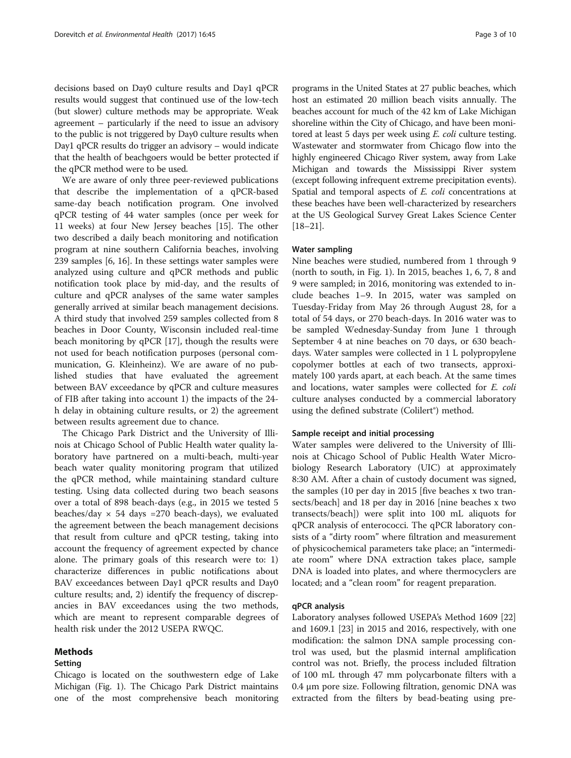decisions based on Day0 culture results and Day1 qPCR results would suggest that continued use of the low-tech (but slower) culture methods may be appropriate. Weak agreement – particularly if the need to issue an advisory to the public is not triggered by Day0 culture results when Day1 qPCR results do trigger an advisory – would indicate that the health of beachgoers would be better protected if the qPCR method were to be used.

We are aware of only three peer-reviewed publications that describe the implementation of a qPCR-based same-day beach notification program. One involved qPCR testing of 44 water samples (once per week for 11 weeks) at four New Jersey beaches [15]. The other two described a daily beach monitoring and notification program at nine southern California beaches, involving 239 samples [6, 16]. In these settings water samples were analyzed using culture and qPCR methods and public notification took place by mid-day, and the results of culture and qPCR analyses of the same water samples generally arrived at similar beach management decisions. A third study that involved 259 samples collected from 8 beaches in Door County, Wisconsin included real-time beach monitoring by qPCR [17], though the results were not used for beach notification purposes (personal communication, G. Kleinheinz). We are aware of no published studies that have evaluated the agreement between BAV exceedance by qPCR and culture measures of FIB after taking into account 1) the impacts of the 24-h delay in obtaining culture results, or 2) the agreement between results agreement due to chance.

The Chicago Park District and the University of Illinois at Chicago School of Public Health water quality laboratory have partnered on a multi-beach, multi-year beach water quality monitoring program that utilized the qPCR method, while maintaining standard culture testing. Using data collected during two beach seasons over a total of 898 beach-days (e.g., in 2015 we tested 5 beaches/day × 54 days =270 beach-days), we evaluated the agreement between the beach management decisions that result from culture and qPCR testing, taking into account the frequency of agreement expected by chance alone. The primary goals of this research were to: 1) characterize differences in public notifications about BAV exceedances between Day1 qPCR results and Day0 culture results; and, 2) identify the frequency of discrepancies in BAV exceedances using the two methods, which are meant to represent comparable degrees of health risk under the 2012 USEPA RWQC.

## Methods

### Setting

Chicago is located on the southwestern edge of Lake Michigan (Fig. 1). The Chicago Park District maintains one of the most comprehensive beach monitoring programs in the United States at 27 public beaches, which host an estimated 20 million beach visits annually. The beaches account for much of the 42 km of Lake Michigan shoreline within the City of Chicago, and have been monitored at least 5 days per week using *E. coli* culture testing. Wastewater and stormwater from Chicago flow into the highly engineered Chicago River system, away from Lake Michigan and towards the Mississippi River system (except following infrequent extreme precipitation events). Spatial and temporal aspects of *E. coli* concentrations at these beaches have been well-characterized by researchers at the US Geological Survey Great Lakes Science Center [18–21].

### Water sampling

Nine beaches were studied, numbered from 1 through 9 (north to south, in Fig. 1). In 2015, beaches 1, 6, 7, 8 and 9 were sampled; in 2016, monitoring was extended to include beaches 1–9. In 2015, water was sampled on Tuesday-Friday from May 26 through August 28, for a total of 54 days, or 270 beach-days. In 2016 water was to be sampled Wednesday-Sunday from June 1 through September 4 at nine beaches on 70 days, or 630 beach-days. Water samples were collected in 1 L polypropylene copolymer bottles at each of two transects, approximately 100 yards apart, at each beach. At the same times and locations, water samples were collected for *E. coli* culture analyses conducted by a commercial laboratory using the defined substrate (Colilert®) method.

### Sample receipt and initial processing

Water samples were delivered to the University of Illinois at Chicago School of Public Health Water Microbiology Research Laboratory (UIC) at approximately 8:30 AM. After a chain of custody document was signed, the samples (10 per day in 2015 [five beaches x two transects/beach] and 18 per day in 2016 [nine beaches x two transects/beach]) were split into 100 mL aliquots for qPCR analysis of enterococci. The qPCR laboratory consists of a "dirty room" where filtration and measurement of physicochemical parameters take place; an "intermediate room" where DNA extraction takes place, sample DNA is loaded into plates, and where thermocyclers are located; and a "clean room" for reagent preparation.

### qPCR analysis

Laboratory analyses followed USEPA's Method 1609 [22] and 1609.1 [23] in 2015 and 2016, respectively, with one modification: the salmon DNA sample processing control was used, but the plasmid internal amplification control was not. Briefly, the process included filtration of 100 mL through 47 mm polycarbonate filters with a 0.4 μm pore size. Following filtration, genomic DNA was extracted from the filters by bead-beating using pre-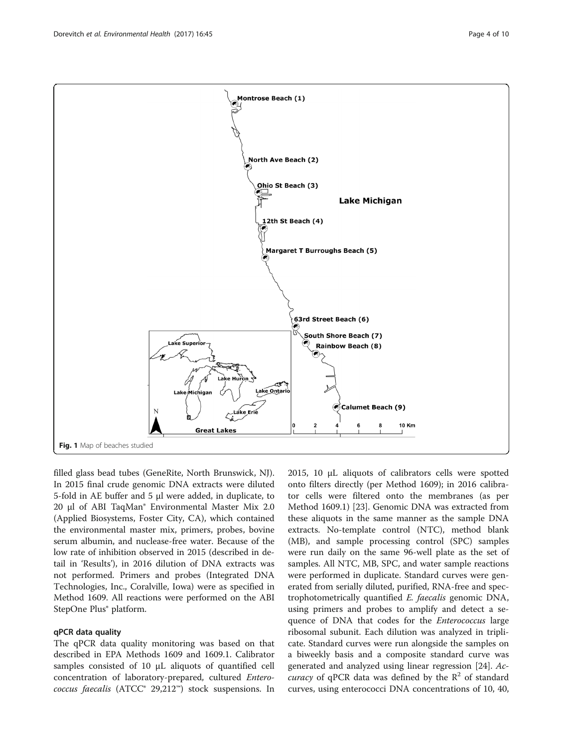Fig. 1 Map of beaches studied

filled glass bead tubes (GeneRite, North Brunswick, NJ). In 2015 final crude genomic DNA extracts were diluted 5-fold in AE buffer and 5 μl were added, in duplicate, to 20 μl of ABI TaqMan® Environmental Master Mix 2.0 (Applied Biosystems, Foster City, CA), which contained the environmental master mix, primers, probes, bovine serum albumin, and nuclease-free water. Because of the low rate of inhibition observed in 2015 (described in detail in 'Results'), in 2016 dilution of DNA extracts was not performed. Primers and probes (Integrated DNA Technologies, Inc., Coralville, Iowa) were as specified in Method 1609. All reactions were performed on the ABI StepOne Plus® platform.

### qPCR data quality

The qPCR data quality monitoring was based on that described in EPA Methods 1609 and 1609.1. Calibrator samples consisted of 10 μL aliquots of quantified cell concentration of laboratory-prepared, cultured *Enterococcus faecalis* (ATCC® 29,212™) stock suspensions. In 2015, 10 μL aliquots of calibrators cells were spotted onto filters directly (per Method 1609); in 2016 calibrator cells were filtered onto the membranes (as per Method 1609.1) [23]. Genomic DNA was extracted from these aliquots in the same manner as the sample DNA extracts. No-template control (NTC), method blank (MB), and sample processing control (SPC) samples were run daily on the same 96-well plate as the set of samples. All NTC, MB, SPC, and water sample reactions were performed in duplicate. Standard curves were generated from serially diluted, purified, RNA-free and spectrophotometrically quantified *E. faecalis* genomic DNA, using primers and probes to amplify and detect a sequence of DNA that codes for the *Enterococcus* large ribosomal subunit. Each dilution was analyzed in triplicate. Standard curves were run alongside the samples on a biweekly basis and a composite standard curve was generated and analyzed using linear regression [24]. *Accuracy* of qPCR data was defined by the $R^2$ of standard curves, using enterococci DNA concentrations of 10, 40,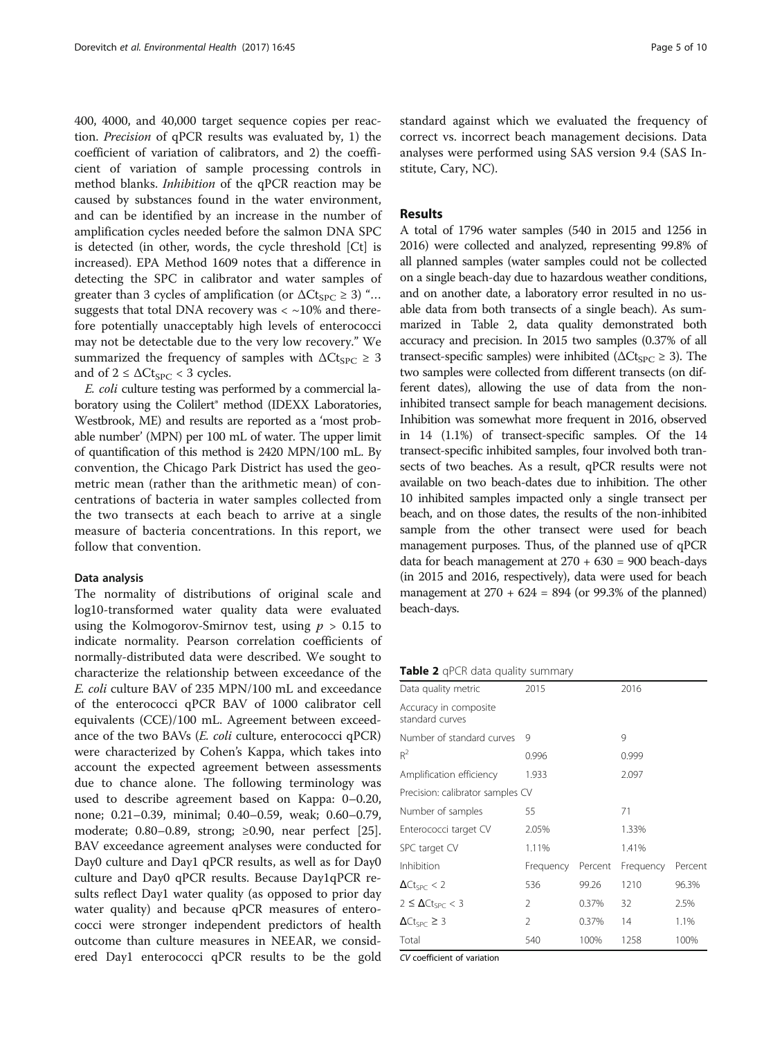400, 4000, and 40,000 target sequence copies per reaction. *Precision* of qPCR results was evaluated by, 1) the coefficient of variation of calibrators, and 2) the coefficient of variation of sample processing controls in method blanks. *Inhibition* of the qPCR reaction may be caused by substances found in the water environment, and can be identified by an increase in the number of amplification cycles needed before the salmon DNA SPC is detected (in other, words, the cycle threshold [Ct] is increased). EPA Method 1609 notes that a difference in detecting the SPC in calibrator and water samples of greater than 3 cycles of amplification (or $\Delta Ct_{SPC} \geq 3$) "… suggests that total DNA recovery was < ~10% and therefore potentially unacceptably high levels of enterococci may not be detectable due to the very low recovery." We summarized the frequency of samples with $\Delta Ct_{SPC} \geq 3$ and of $2 \leq \Delta Ct_{SPC} < 3$ cycles.

*E. coli* culture testing was performed by a commercial laboratory using the Colilert® method (IDEXX Laboratories, Westbrook, ME) and results are reported as a 'most probable number' (MPN) per 100 mL of water. The upper limit of quantification of this method is 2420 MPN/100 mL. By convention, the Chicago Park District has used the geometric mean (rather than the arithmetic mean) of concentrations of bacteria in water samples collected from the two transects at each beach to arrive at a single measure of bacteria concentrations. In this report, we follow that convention.

### Data analysis

The normality of distributions of original scale and log10-transformed water quality data were evaluated using the Kolmogorov-Smirnov test, using $p > 0.15$ to indicate normality. Pearson correlation coefficients of normally-distributed data were described. We sought to characterize the relationship between exceedance of the *E. coli* culture BAV of 235 MPN/100 mL and exceedance of the enterococci qPCR BAV of 1000 calibrator cell equivalents (CCE)/100 mL. Agreement between exceedance of the two BAVs (*E. coli* culture, enterococci qPCR) were characterized by Cohen's Kappa, which takes into account the expected agreement between assessments due to chance alone. The following terminology was used to describe agreement based on Kappa: 0–0.20, none; 0.21–0.39, minimal; 0.40–0.59, weak; 0.60–0.79, moderate; 0.80–0.89, strong; ≥0.90, near perfect [25]. BAV exceedance agreement analyses were conducted for Day0 culture and Day1 qPCR results, as well as for Day0 culture and Day0 qPCR results. Because Day1qPCR results reflect Day1 water quality (as opposed to prior day water quality) and because qPCR measures of enterococci were stronger independent predictors of health outcome than culture measures in NEEAR, we considered Day1 enterococci qPCR results to be the gold standard against which we evaluated the frequency of correct vs. incorrect beach management decisions. Data analyses were performed using SAS version 9.4 (SAS Institute, Cary, NC).

## Results

A total of 1796 water samples (540 in 2015 and 1256 in 2016) were collected and analyzed, representing 99.8% of all planned samples (water samples could not be collected on a single beach-day due to hazardous weather conditions, and on another date, a laboratory error resulted in no usable data from both transects of a single beach). As summarized in Table 2, data quality demonstrated both accuracy and precision. In 2015 two samples (0.37% of all transect-specific samples) were inhibited ($\Delta Ct_{SPC} \geq 3$). The two samples were collected from different transects (on different dates), allowing the use of data from the non-inhibited transect sample for beach management decisions. Inhibition was somewhat more frequent in 2016, observed in 14 (1.1%) of transect-specific samples. Of the 14 transect-specific inhibited samples, four involved both transects of two beaches. As a result, qPCR results were not available on two beach-dates due to inhibition. The other 10 inhibited samples impacted only a single transect per beach, and on those dates, the results of the non-inhibited sample from the other transect were used for beach management purposes. Thus, of the planned use of qPCR data for beach management at 270 + 630 = 900 beach-days (in 2015 and 2016, respectively), data were used for beach management at 270 + 624 = 894 (or 99.3% of the planned) beach-days.

**Table 2** qPCR data quality summary

| Data quality metric | 2015 | | 2016 | |
|---|---|---|---|---|
| Accuracy in composite standard curves | | | | |
| Number of standard curves | 9 | | 9 | |
| $R^2$ | 0.996 | | 0.999 | |
| Amplification efficiency | 1.933 | | 2.097 | |
| Precision: calibrator samples CV | | | | |
| Number of samples | 55 | | 71 | |
| Enterococci target CV | 2.05% | | 1.33% | |
| SPC target CV | 1.11% | | 1.41% | |
| Inhibition | Frequency | Percent | Frequency | Percent |
| $\Delta Ct_{SPC} < 2$ | 536 | 99.26 | 1210 | 96.3% |
| $2 \leq \Delta Ct_{SPC} < 3$ | 2 | 0.37% | 32 | 2.5% |
| $\Delta Ct_{SPC} \geq 3$ | 2 | 0.37% | 14 | 1.1% |
| Total | 540 | 100% | 1258 | 100% |

*CV* coefficient of variation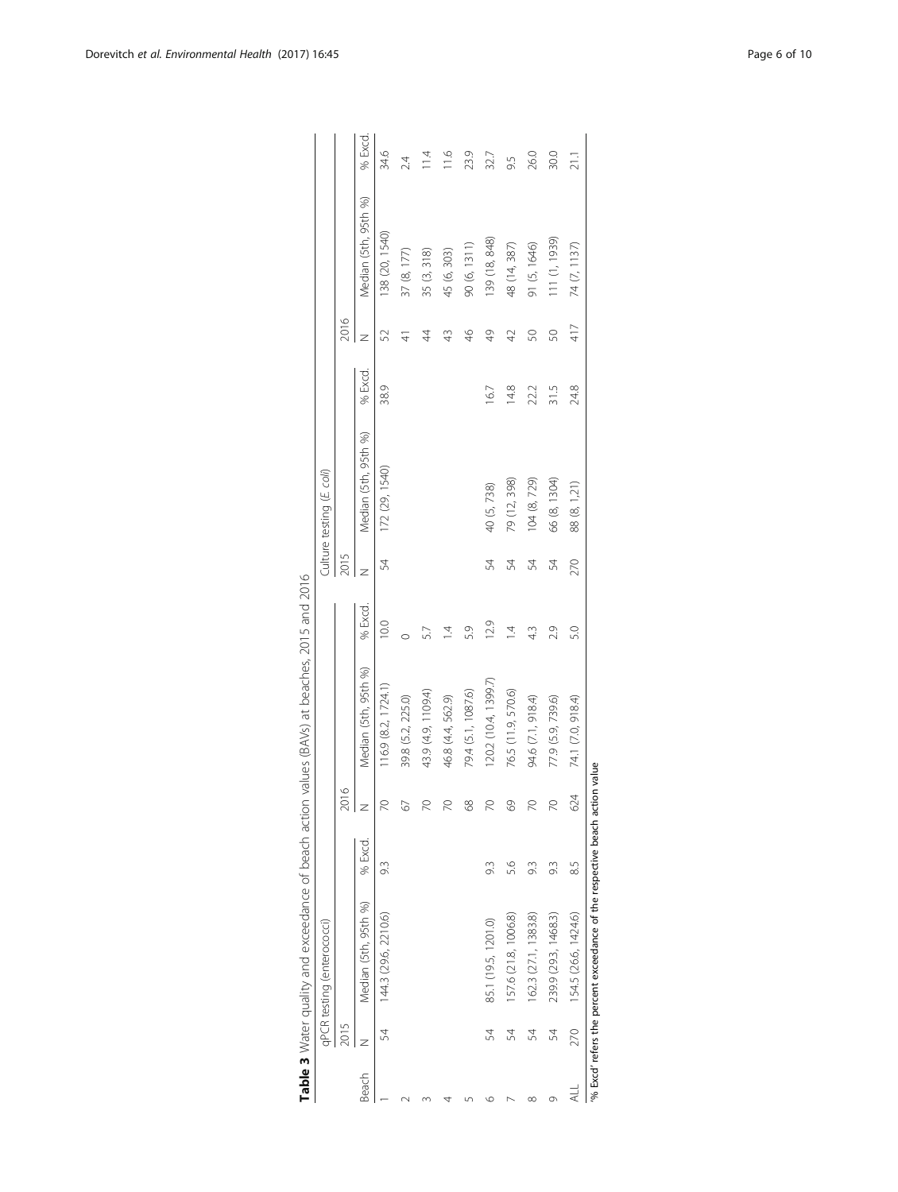**Table 3** Water quality and exceedance of beach action values (BAVs) at beaches, 2015 and 2016

| Beach | qPCR testing (enterococci) | | | | | | Culture testing (*E. coli*) | | | | | |
|---|---|---|---|---|---|---|---|---|---|---|---|---|
| | 2015 | | | 2016 | | | 2015 | | | 2016 | | |
| | N | Median (5th, 95th %) | % Excd. | N | Median (5th, 95th %) | % Excd. | N | Median (5th, 95th %) | % Excd. | N | Median (5th, 95th %) | % Excd. |
| 1 | 54 | 144.3 (29.6, 2210.6) | 9.3 | 70 | 116.9 (8.2, 1724.1) | 10.0 | 54 | 172 (29, 1540) | 38.9 | 52 | 138 (20, 1540) | 34.6 |
| 2 | | | | 67 | 39.8 (5.2, 225.0) | 0 | | | | 41 | 37 (8, 177) | 2.4 |
| 3 | | | | 70 | 43.9 (4.9, 1109.4) | 5.7 | | | | 44 | 35 (3, 318) | 11.4 |
| 4 | | | | 70 | 46.8 (4.4, 562.9) | 1.4 | | | | 43 | 45 (6, 303) | 11.6 |
| 5 | | | | 68 | 79.4 (5.1, 1087.6) | 5.9 | | | | 46 | 90 (6, 1311) | 23.9 |
| 6 | 54 | 85.1 (19.5, 1201.0) | 9.3 | 70 | 120.2 (10.4, 1399.7) | 12.9 | 54 | 40 (5, 738) | 16.7 | 49 | 139 (18, 848) | 32.7 |
| 7 | 54 | 157.6 (21.8, 1006.8) | 5.6 | 69 | 76.5 (11.9, 570.6) | 1.4 | 54 | 79 (12, 398) | 14.8 | 42 | 48 (14, 387) | 9.5 |
| 8 | 54 | 162.3 (27.1, 1383.8) | 9.3 | 70 | 94.6 (7.1, 918.4) | 4.3 | 54 | 104 (8, 729) | 22.2 | 50 | 91 (5, 1646) | 26.0 |
| 9 | 54 | 239.9 (29.3, 1468.3) | 9.3 | 70 | 77.9 (5.9, 739.6) | 2.9 | 54 | 66 (8, 1304) | 31.5 | 50 | 111 (1, 1939) | 30.0 |
| ALL | 270 | 154.5 (26.6, 1424.6) | 8.5 | 624 | 74.1 (7.0, 918.4) | 5.0 | 270 | 88 (8, 1,21) | 24.8 | 417 | 74 (7, 1137) | 21.1 |

'% Excd' refers the percent exceedance of the respective beach action value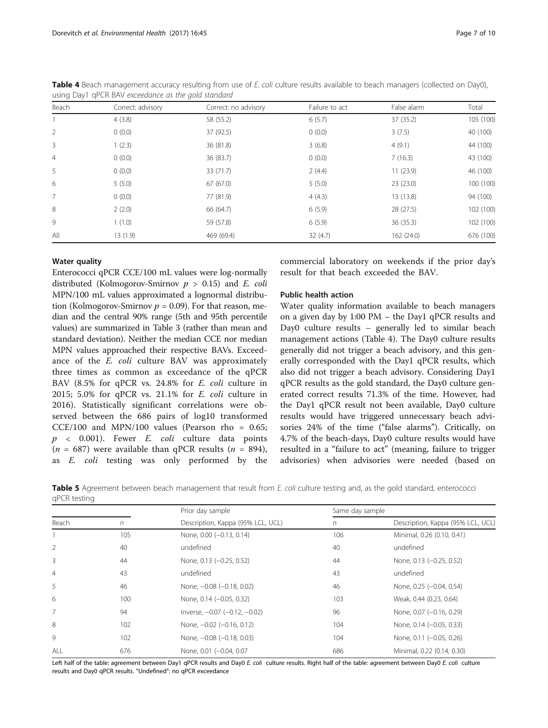**Table 4** Beach management accuracy resulting from use of *E. coli* culture results available to beach managers (collected on Day0), using Day1 qPCR BAV *exceedance as the gold standard*

| Beach | Correct: advisory | Correct: no advisory | Failure to act | False alarm | Total |
|---|---|---|---|---|---|
| 1 | 4 (3.8) | 58 (55.2) | 6 (5.7) | 37 (35.2) | 105 (100) |
| 2 | 0 (0.0) | 37 (92.5) | 0 (0.0) | 3 (7.5) | 40 (100) |
| 3 | 1 (2.3) | 36 (81.8) | 3 (6.8) | 4 (9.1) | 44 (100) |
| 4 | 0 (0.0) | 36 (83.7) | 0 (0.0) | 7 (16.3) | 43 (100) |
| 5 | 0 (0.0) | 33 (71.7) | 2 (4.4) | 11 (23.9) | 46 (100) |
| 6 | 5 (5.0) | 67 (67.0) | 5 (5.0) | 23 (23.0) | 100 (100) |
| 7 | 0 (0.0) | 77 (81.9) | 4 (4.3) | 13 (13.8) | 94 (100) |
| 8 | 2 (2.0) | 66 (64.7) | 6 (5.9) | 28 (27.5) | 102 (100) |
| 9 | 1 (1.0) | 59 (57.8) | 6 (5.9) | 36 (35.3) | 102 (100) |
| All | 13 (1.9) | 469 (69.4) | 32 (4.7) | 162 (24.0) | 676 (100) |

## Water quality

Enterococci qPCR CCE/100 mL values were log-normally distributed (Kolmogorov-Smirnov $p > 0.15$) and *E. coli* MPN/100 mL values approximated a lognormal distribution (Kolmogorov-Smirnov $p = 0.09$). For that reason, median and the central 90% range (5th and 95th percentile values) are summarized in Table 3 (rather than mean and standard deviation). Neither the median CCE nor median MPN values approached their respective BAVs. Exceedance of the *E. coli* culture BAV was approximately three times as common as exceedance of the qPCR BAV (8.5% for qPCR vs. 24.8% for *E. coli* culture in 2015; 5.0% for qPCR vs. 21.1% for *E. coli* culture in 2016). Statistically significant correlations were observed between the 686 pairs of log10 transformed CCE/100 and MPN/100 values (Pearson rho = 0.65; $p < 0.001$). Fewer *E. coli* culture data points ($n = 687$) were available than qPCR results ($n = 894$), as *E. coli* testing was only performed by the commercial laboratory on weekends if the prior day's result for that beach exceeded the BAV.

## Public health action

Water quality information available to beach managers on a given day by 1:00 PM – the Day1 qPCR results and Day0 culture results – generally led to similar beach management actions (Table 4). The Day0 culture results generally did not trigger a beach advisory, and this generally corresponded with the Day1 qPCR results, which also did not trigger a beach advisory. Considering Day1 qPCR results as the gold standard, the Day0 culture generated correct results 71.3% of the time. However, had the Day1 qPCR result not been available, Day0 culture results would have triggered unnecessary beach advisories 24% of the time ("false alarms"). Critically, on 4.7% of the beach-days, Day0 culture results would have resulted in a "failure to act" (meaning, failure to trigger advisories) when advisories were needed (based on

**Table 5** Agreement between beach management that result from *E. coli* culture testing and, as the gold standard, enterococci qPCR testing

| | | Prior day sample | Same day sample | |
|---|---|---|---|---|
| Beach | *n* | Description, Kappa (95% LCL, UCL) | *n* | Description, Kappa (95% LCL, UCL) |
| 1 | 105 | None, 0.00 (−0.13, 0.14) | 106 | Minimal, 0.26 (0.10, 0.41) |
| 2 | 40 | undefined | 40 | undefined |
| 3 | 44 | None, 0.13 (−0.25, 0.52) | 44 | None, 0.13 (−0.25, 0.52) |
| 4 | 43 | undefined | 43 | undefined |
| 5 | 46 | None, −0.08 (−0.18, 0.02) | 46 | None, 0.25 (−0.04, 0.54) |
| 6 | 100 | None, 0.14 (−0.05, 0.32) | 103 | Weak, 0.44 (0.23, 0.64) |
| 7 | 94 | Inverse, −0.07 (−0.12, −0.02) | 96 | None, 0.07 (−0.16, 0.29) |
| 8 | 102 | None, −0.02 (−0.16, 0.12) | 104 | None, 0.14 (−0.05, 0.33) |
| 9 | 102 | None, −0.08 (−0.18, 0.03) | 104 | None, 0.11 (−0.05, 0.26) |
| ALL | 676 | None, 0.01 (−0.04, 0.07 | 686 | Minimal, 0.22 (0.14, 0.30) |

Left half of the table: agreement between Day1 qPCR results and Day0 *E. coli* culture results. Right half of the table: agreement between Day0 *E. coli* culture results and Day0 qPCR results. "Undefined": no qPCR exceedance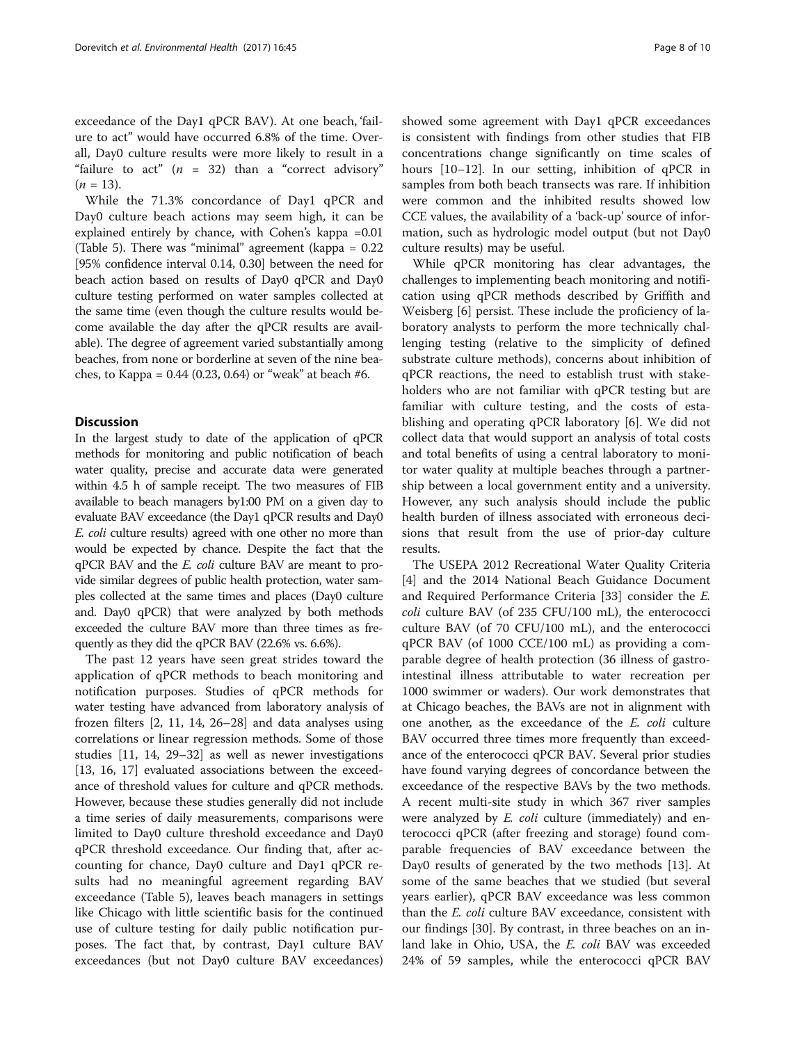exceedance of the Day1 qPCR BAV). At one beach, 'failure to act" would have occurred 6.8% of the time. Overall, Day0 culture results were more likely to result in a "failure to act" ($n$ = 32) than a "correct advisory" ($n$ = 13).

While the 71.3% concordance of Day1 qPCR and Day0 culture beach actions may seem high, it can be explained entirely by chance, with Cohen's kappa =0.01 (Table 5). There was "minimal" agreement (kappa = 0.22 [95% confidence interval 0.14, 0.30] between the need for beach action based on results of Day0 qPCR and Day0 culture testing performed on water samples collected at the same time (even though the culture results would become available the day after the qPCR results are available). The degree of agreement varied substantially among beaches, from none or borderline at seven of the nine beaches, to Kappa = 0.44 (0.23, 0.64) or "weak" at beach #6.

## Discussion

In the largest study to date of the application of qPCR methods for monitoring and public notification of beach water quality, precise and accurate data were generated within 4.5 h of sample receipt. The two measures of FIB available to beach managers by1:00 PM on a given day to evaluate BAV exceedance (the Day1 qPCR results and Day0 *E. coli* culture results) agreed with one other no more than would be expected by chance. Despite the fact that the qPCR BAV and the *E. coli* culture BAV are meant to provide similar degrees of public health protection, water samples collected at the same times and places (Day0 culture and. Day0 qPCR) that were analyzed by both methods exceeded the culture BAV more than three times as frequently as they did the qPCR BAV (22.6% vs. 6.6%).

The past 12 years have seen great strides toward the application of qPCR methods to beach monitoring and notification purposes. Studies of qPCR methods for water testing have advanced from laboratory analysis of frozen filters [2, 11, 14, 26–28] and data analyses using correlations or linear regression methods. Some of those studies [11, 14, 29–32] as well as newer investigations [13, 16, 17] evaluated associations between the exceedance of threshold values for culture and qPCR methods. However, because these studies generally did not include a time series of daily measurements, comparisons were limited to Day0 culture threshold exceedance and Day0 qPCR threshold exceedance. Our finding that, after accounting for chance, Day0 culture and Day1 qPCR results had no meaningful agreement regarding BAV exceedance (Table 5), leaves beach managers in settings like Chicago with little scientific basis for the continued use of culture testing for daily public notification purposes. The fact that, by contrast, Day1 culture BAV exceedances (but not Day0 culture BAV exceedances) showed some agreement with Day1 qPCR exceedances is consistent with findings from other studies that FIB concentrations change significantly on time scales of hours [10–12]. In our setting, inhibition of qPCR in samples from both beach transects was rare. If inhibition were common and the inhibited results showed low CCE values, the availability of a 'back-up' source of information, such as hydrologic model output (but not Day0 culture results) may be useful.

While qPCR monitoring has clear advantages, the challenges to implementing beach monitoring and notification using qPCR methods described by Griffith and Weisberg [6] persist. These include the proficiency of laboratory analysts to perform the more technically challenging testing (relative to the simplicity of defined substrate culture methods), concerns about inhibition of qPCR reactions, the need to establish trust with stakeholders who are not familiar with qPCR testing but are familiar with culture testing, and the costs of establishing and operating qPCR laboratory [6]. We did not collect data that would support an analysis of total costs and total benefits of using a central laboratory to monitor water quality at multiple beaches through a partnership between a local government entity and a university. However, any such analysis should include the public health burden of illness associated with erroneous decisions that result from the use of prior-day culture results.

The USEPA 2012 Recreational Water Quality Criteria [4] and the 2014 National Beach Guidance Document and Required Performance Criteria [33] consider the *E. coli* culture BAV (of 235 CFU/100 mL), the enterococci culture BAV (of 70 CFU/100 mL), and the enterococci qPCR BAV (of 1000 CCE/100 mL) as providing a comparable degree of health protection (36 illness of gastrointestinal illness attributable to water recreation per 1000 swimmer or waders). Our work demonstrates that at Chicago beaches, the BAVs are not in alignment with one another, as the exceedance of the *E. coli* culture BAV occurred three times more frequently than exceedance of the enterococci qPCR BAV. Several prior studies have found varying degrees of concordance between the exceedance of the respective BAVs by the two methods. A recent multi-site study in which 367 river samples were analyzed by *E. coli* culture (immediately) and enterococci qPCR (after freezing and storage) found comparable frequencies of BAV exceedance between the Day0 results of generated by the two methods [13]. At some of the same beaches that we studied (but several years earlier), qPCR BAV exceedance was less common than the *E. coli* culture BAV exceedance, consistent with our findings [30]. By contrast, in three beaches on an inland lake in Ohio, USA, the *E. coli* BAV was exceeded 24% of 59 samples, while the enterococci qPCR BAV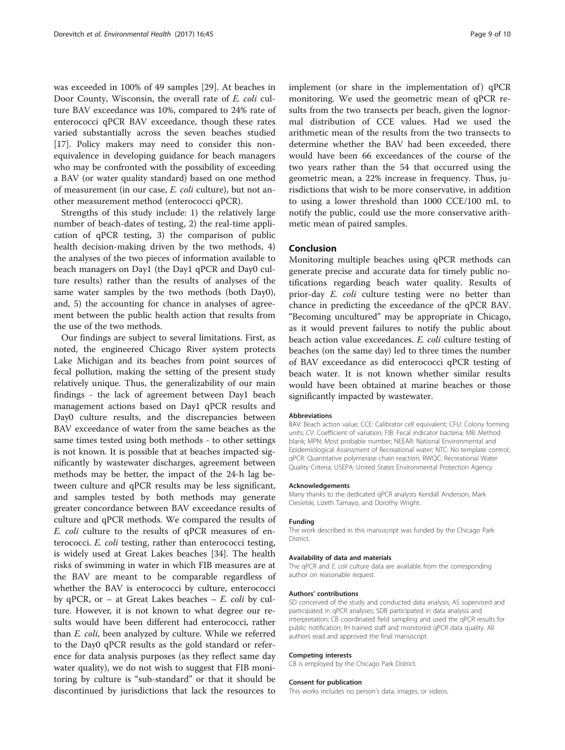was exceeded in 100% of 49 samples [29]. At beaches in Door County, Wisconsin, the overall rate of *E. coli* culture BAV exceedance was 10%, compared to 24% rate of enterococci qPCR BAV exceedance, though these rates varied substantially across the seven beaches studied [17]. Policy makers may need to consider this non-equivalence in developing guidance for beach managers who may be confronted with the possibility of exceeding a BAV (or water quality standard) based on one method of measurement (in our case, *E. coli* culture), but not another measurement method (enterococci qPCR).

Strengths of this study include: 1) the relatively large number of beach-dates of testing, 2) the real-time application of qPCR testing, 3) the comparison of public health decision-making driven by the two methods, 4) the analyses of the two pieces of information available to beach managers on Day1 (the Day1 qPCR and Day0 culture results) rather than the results of analyses of the same water samples by the two methods (both Day0), and, 5) the accounting for chance in analyses of agreement between the public health action that results from the use of the two methods.

Our findings are subject to several limitations. First, as noted, the engineered Chicago River system protects Lake Michigan and its beaches from point sources of fecal pollution, making the setting of the present study relatively unique. Thus, the generalizability of our main findings - the lack of agreement between Day1 beach management actions based on Day1 qPCR results and Day0 culture results, and the discrepancies between BAV exceedance of water from the same beaches as the same times tested using both methods - to other settings is not known. It is possible that at beaches impacted significantly by wastewater discharges, agreement between methods may be better, the impact of the 24-h lag between culture and qPCR results may be less significant, and samples tested by both methods may generate greater concordance between BAV exceedance results of culture and qPCR methods. We compared the results of *E. coli* culture to the results of qPCR measures of enterococci. *E. coli* testing, rather than enterococci testing, is widely used at Great Lakes beaches [34]. The health risks of swimming in water in which FIB measures are at the BAV are meant to be comparable regardless of whether the BAV is enterococci by culture, enterococci by qPCR, or – at Great Lakes beaches – *E. coli* by culture. However, it is not known to what degree our results would have been different had enterococci, rather than *E. coli*, been analyzed by culture. While we referred to the Day0 qPCR results as the gold standard or reference for data analysis purposes (as they reflect same day water quality), we do not wish to suggest that FIB monitoring by culture is "sub-standard" or that it should be discontinued by jurisdictions that lack the resources to implement (or share in the implementation of) qPCR monitoring. We used the geometric mean of qPCR results from the two transects per beach, given the lognormal distribution of CCE values. Had we used the arithmetic mean of the results from the two transects to determine whether the BAV had been exceeded, there would have been 66 exceedances of the course of the two years rather than the 54 that occurred using the geometric mean, a 22% increase in frequency. Thus, jurisdictions that wish to be more conservative, in addition to using a lower threshold than 1000 CCE/100 mL to notify the public, could use the more conservative arithmetic mean of paired samples.

## Conclusion

Monitoring multiple beaches using qPCR methods can generate precise and accurate data for timely public notifications regarding beach water quality. Results of prior-day *E. coli* culture testing were no better than chance in predicting the exceedance of the qPCR BAV. "Becoming uncultured" may be appropriate in Chicago, as it would prevent failures to notify the public about beach action value exceedances. *E. coli* culture testing of beaches (on the same day) led to three times the number of BAV exceedance as did enterococci qPCR testing of beach water. It is not known whether similar results would have been obtained at marine beaches or those significantly impacted by wastewater.

#### Abbreviations

BAV: Beach action value; CCE: Calibrator cell equivalent; CFU: Colony forming units; CV: Coefficient of variation; FIB: Fecal indicator bacteria; MB: Method blank; MPN: Most probable number; NEEAR: National Environmental and Epidemiological Assessment of Recreational water; NTC: No template control; qPCR: Quantitative polymerase chain reaction; RWQC: Recreational Water Quality Criteria; USEPA: United States Environmental Protection Agency

#### Acknowledgements

Many thanks to the dedicated qPCR analysts Kendall Anderson, Mark Ciesielski, Lizeth Tamayo, and Dorothy Wright.

#### Funding

The work described in this manuscript was funded by the Chicago Park District.

#### Availability of data and materials

The qPCR and *E. coli* culture data are available from the corresponding author on reasonable request.

#### Authors' contributions

SD conceived of the study and conducted data analysis; AS supervised and participated in qPCR analyses; SDB participated in data analysis and interpretation; CB coordinated field sampling and used the qPCR results for public notification; IH trained staff and monitored qPCR data quality. All authors read and approved the final manuscript.

#### Competing interests

CB is employed by the Chicago Park District.

#### Consent for publication

This works includes no person's data, images, or videos.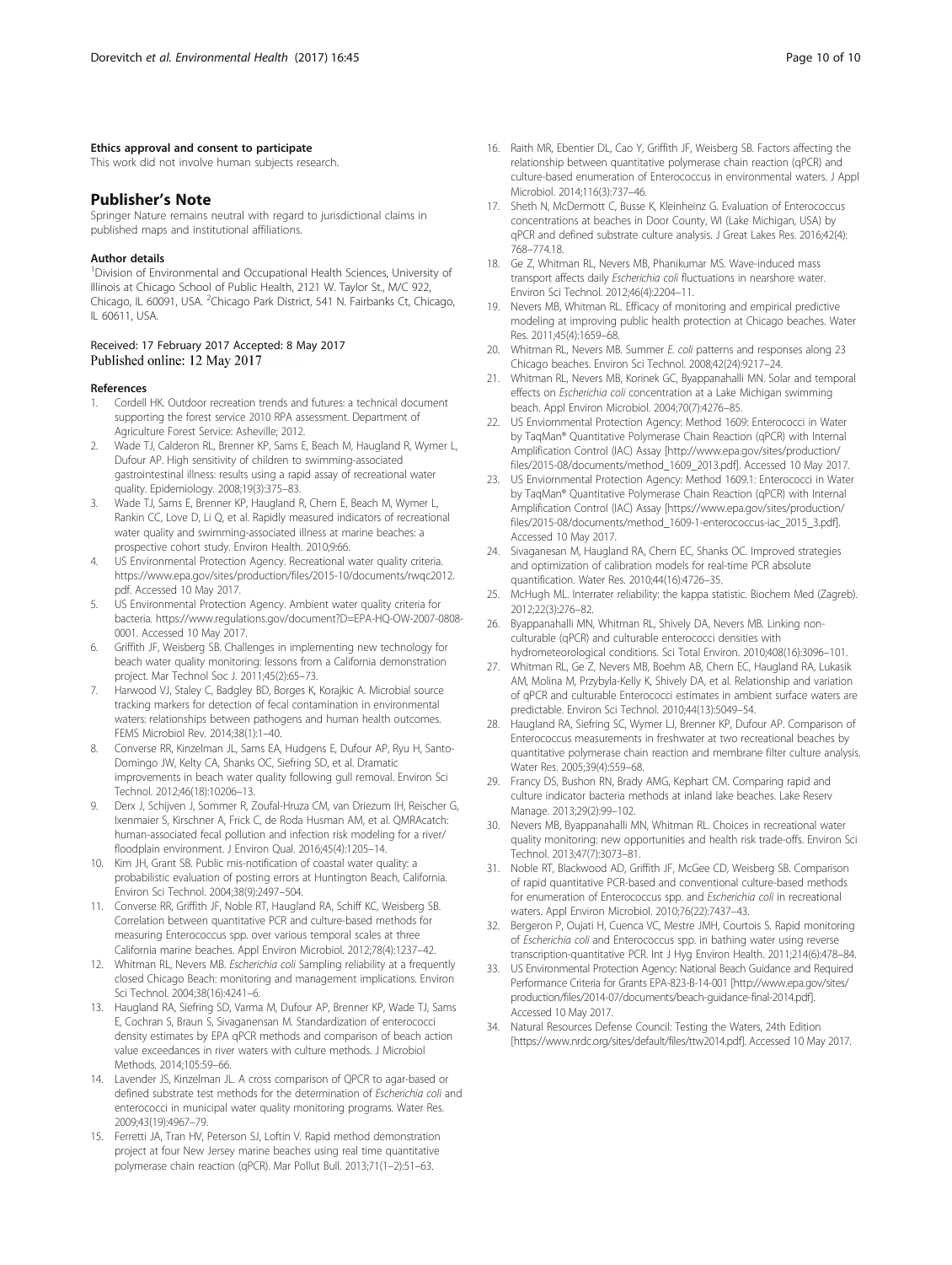#### Ethics approval and consent to participate

This work did not involve human subjects research.

## Publisher's Note

Springer Nature remains neutral with regard to jurisdictional claims in published maps and institutional affiliations.

#### Author details

[1]Division of Environmental and Occupational Health Sciences, University of Illinois at Chicago School of Public Health, 2121 W. Taylor St., M/C 922, Chicago, IL 60091, USA. [2]Chicago Park District, 541 N. Fairbanks Ct, Chicago, IL 60611, USA.

Received: 17 February 2017 Accepted: 8 May 2017
Published online: 12 May 2017

#### References

1. Cordell HK. Outdoor recreation trends and futures: a technical document supporting the forest service 2010 RPA assessment. Department of Agriculture Forest Service: Asheville; 2012.
2. Wade TJ, Calderon RL, Brenner KP, Sams E, Beach M, Haugland R, Wymer L, Dufour AP. High sensitivity of children to swimming-associated gastrointestinal illness: results using a rapid assay of recreational water quality. Epidemiology. 2008;19(3):375–83.
3. Wade TJ, Sams E, Brenner KP, Haugland R, Chern E, Beach M, Wymer L, Rankin CC, Love D, Li Q, et al. Rapidly measured indicators of recreational water quality and swimming-associated illness at marine beaches: a prospective cohort study. Environ Health. 2010;9:66.
4. US Environmental Protection Agency. Recreational water quality criteria. https://www.epa.gov/sites/production/files/2015-10/documents/rwqc2012.pdf. Accessed 10 May 2017.
5. US Environmental Protection Agency. Ambient water quality criteria for bacteria. https://www.regulations.gov/document?D=EPA-HQ-OW-2007-0808-0001. Accessed 10 May 2017.
6. Griffith JF, Weisberg SB. Challenges in implementing new technology for beach water quality monitoring: lessons from a California demonstration project. Mar Technol Soc J. 2011;45(2):65–73.
7. Harwood VJ, Staley C, Badgley BD, Borges K, Korajkic A. Microbial source tracking markers for detection of fecal contamination in environmental waters: relationships between pathogens and human health outcomes. FEMS Microbiol Rev. 2014;38(1):1–40.
8. Converse RR, Kinzelman JL, Sams EA, Hudgens E, Dufour AP, Ryu H, Santo-Domingo JW, Kelty CA, Shanks OC, Siefring SD, et al. Dramatic improvements in beach water quality following gull removal. Environ Sci Technol. 2012;46(18):10206–13.
9. Derx J, Schijven J, Sommer R, Zoufal-Hruza CM, van Driezum IH, Reischer G, Ixenmaier S, Kirschner A, Frick C, de Roda Husman AM, et al. QMRAcatch: human-associated fecal pollution and infection risk modeling for a river/floodplain environment. J Environ Qual. 2016;45(4):1205–14.
10. Kim JH, Grant SB. Public mis-notification of coastal water quality: a probabilistic evaluation of posting errors at Huntington Beach, California. Environ Sci Technol. 2004;38(9):2497–504.
11. Converse RR, Griffith JF, Noble RT, Haugland RA, Schiff KC, Weisberg SB. Correlation between quantitative PCR and culture-based methods for measuring Enterococcus spp. over various temporal scales at three California marine beaches. Appl Environ Microbiol. 2012;78(4):1237–42.
12. Whitman RL, Nevers MB. *Escherichia coli* Sampling reliability at a frequently closed Chicago Beach: monitoring and management implications. Environ Sci Technol. 2004;38(16):4241–6.
13. Haugland RA, Siefring SD, Varma M, Dufour AP, Brenner KP, Wade TJ, Sams E, Cochran S, Braun S, Sivaganensan M. Standardization of enterococci density estimates by EPA qPCR methods and comparison of beach action value exceedances in river waters with culture methods. J Microbiol Methods. 2014;105:59–66.
14. Lavender JS, Kinzelman JL. A cross comparison of QPCR to agar-based or defined substrate test methods for the determination of *Escherichia coli* and enterococci in municipal water quality monitoring programs. Water Res. 2009;43(19):4967–79.
15. Ferretti JA, Tran HV, Peterson SJ, Loftin V. Rapid method demonstration project at four New Jersey marine beaches using real time quantitative polymerase chain reaction (qPCR). Mar Pollut Bull. 2013;71(1–2):51–63.
16. Raith MR, Ebentier DL, Cao Y, Griffith JF, Weisberg SB. Factors affecting the relationship between quantitative polymerase chain reaction (qPCR) and culture-based enumeration of Enterococcus in environmental waters. J Appl Microbiol. 2014;116(3):737–46.
17. Sheth N, McDermott C, Busse K, Kleinheinz G. Evaluation of Enterococcus concentrations at beaches in Door County, WI (Lake Michigan, USA) by qPCR and defined substrate culture analysis. J Great Lakes Res. 2016;42(4):768–774.18.
18. Ge Z, Whitman RL, Nevers MB, Phanikumar MS. Wave-induced mass transport affects daily *Escherichia coli* fluctuations in nearshore water. Environ Sci Technol. 2012;46(4):2204–11.
19. Nevers MB, Whitman RL. Efficacy of monitoring and empirical predictive modeling at improving public health protection at Chicago beaches. Water Res. 2011;45(4):1659–68.
20. Whitman RL, Nevers MB. Summer *E. coli* patterns and responses along 23 Chicago beaches. Environ Sci Technol. 2008;42(24):9217–24.
21. Whitman RL, Nevers MB, Korinek GC, Byappanahalli MN. Solar and temporal effects on *Escherichia coli* concentration at a Lake Michigan swimming beach. Appl Environ Microbiol. 2004;70(7):4276–85.
22. US Enviornmental Protection Agency: Method 1609: Enterococci in Water by TaqMan® Quantitative Polymerase Chain Reaction (qPCR) with Internal Amplification Control (IAC) Assay [http://www.epa.gov/sites/production/files/2015-08/documents/method_1609_2013.pdf]. Accessed 10 May 2017.
23. US Enviornmental Protection Agency: Method 1609.1: Enterococci in Water by TaqMan® Quantitative Polymerase Chain Reaction (qPCR) with Internal Amplification Control (IAC) Assay [https://www.epa.gov/sites/production/files/2015-08/documents/method_1609-1-enterococcus-iac_2015_3.pdf]. Accessed 10 May 2017.
24. Sivaganesan M, Haugland RA, Chern EC, Shanks OC. Improved strategies and optimization of calibration models for real-time PCR absolute quantification. Water Res. 2010;44(16):4726–35.
25. McHugh ML. Interrater reliability: the kappa statistic. Biochem Med (Zagreb). 2012;22(3):276–82.
26. Byappanahalli MN, Whitman RL, Shively DA, Nevers MB. Linking non-culturable (qPCR) and culturable enterococci densities with hydrometeorological conditions. Sci Total Environ. 2010;408(16):3096–101.
27. Whitman RL, Ge Z, Nevers MB, Boehm AB, Chern EC, Haugland RA, Lukasik AM, Molina M, Przybyla-Kelly K, Shively DA, et al. Relationship and variation of qPCR and culturable Enterococci estimates in ambient surface waters are predictable. Environ Sci Technol. 2010;44(13):5049–54.
28. Haugland RA, Siefring SC, Wymer LJ, Brenner KP, Dufour AP. Comparison of Enterococcus measurements in freshwater at two recreational beaches by quantitative polymerase chain reaction and membrane filter culture analysis. Water Res. 2005;39(4):559–68.
29. Francy DS, Bushon RN, Brady AMG, Kephart CM. Comparing rapid and culture indicator bacteria methods at inland lake beaches. Lake Reserv Manage. 2013;29(2):99–102.
30. Nevers MB, Byappanahalli MN, Whitman RL. Choices in recreational water quality monitoring: new opportunities and health risk trade-offs. Environ Sci Technol. 2013;47(7):3073–81.
31. Noble RT, Blackwood AD, Griffith JF, McGee CD, Weisberg SB. Comparison of rapid quantitative PCR-based and conventional culture-based methods for enumeration of Enterococcus spp. and *Escherichia coli* in recreational waters. Appl Environ Microbiol. 2010;76(22):7437–43.
32. Bergeron P, Oujati H, Cuenca VC, Mestre JMH, Courtois S. Rapid monitoring of *Escherichia coli* and Enterococcus spp. in bathing water using reverse transcription-quantitative PCR. Int J Hyg Environ Health. 2011;214(6):478–84.
33. US Environmental Protection Agency: National Beach Guidance and Required Performance Criteria for Grants EPA-823-B-14-001 [http://www.epa.gov/sites/production/files/2014-07/documents/beach-guidance-final-2014.pdf]. Accessed 10 May 2017.
34. Natural Resources Defense Council: Testing the Waters, 24th Edition [https://www.nrdc.org/sites/default/files/ttw2014.pdf]. Accessed 10 May 2017.